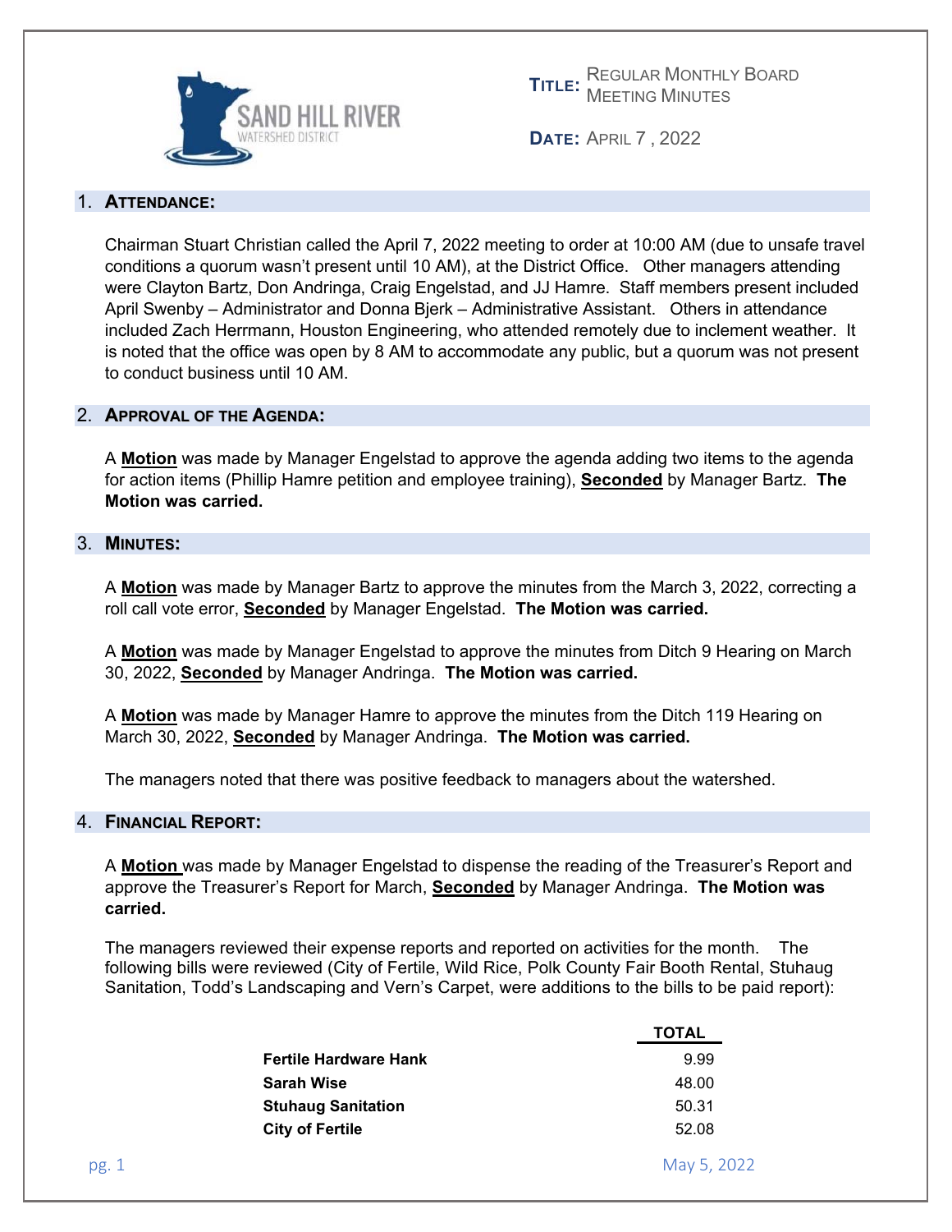SAND HILL RIVER WATERSHED DISTRICT

**TITLE:** REGULAR MONTHLY BOARD MEETING MINUTES

**DATE:** APRIL 7 , 2022

## 1. ATTENDANCE:

Chairman Stuart Christian called the April 7, 2022 meeting to order at 10:00 AM (due to unsafe travel conditions a quorum wasn't present until 10 AM), at the District Office. Other managers attending were Clayton Bartz, Don Andringa, Craig Engelstad, and JJ Hamre. Staff members present included April Swenby – Administrator and Donna Bjerk – Administrative Assistant. Others in attendance included Zach Herrmann, Houston Engineering, who attended remotely due to inclement weather. It is noted that the office was open by 8 AM to accommodate any public, but a quorum was not present to conduct business until 10 AM.

## 2. APPROVAL OF THE AGENDA:

A **Motion** was made by Manager Engelstad to approve the agenda adding two items to the agenda for action items (Phillip Hamre petition and employee training), **Seconded** by Manager Bartz. **The Motion was carried.**

## 3. MINUTES:

A **Motion** was made by Manager Bartz to approve the minutes from the March 3, 2022, correcting a roll call vote error, **Seconded** by Manager Engelstad. **The Motion was carried.**

A **Motion** was made by Manager Engelstad to approve the minutes from Ditch 9 Hearing on March 30, 2022, **Seconded** by Manager Andringa. **The Motion was carried.**

A **Motion** was made by Manager Hamre to approve the minutes from the Ditch 119 Hearing on March 30, 2022, **Seconded** by Manager Andringa. **The Motion was carried.**

The managers noted that there was positive feedback to managers about the watershed.

## 4. FINANCIAL REPORT:

A **Motion** was made by Manager Engelstad to dispense the reading of the Treasurer's Report and approve the Treasurer's Report for March, **Seconded** by Manager Andringa. **The Motion was carried.**

The managers reviewed their expense reports and reported on activities for the month. The following bills were reviewed (City of Fertile, Wild Rice, Polk County Fair Booth Rental, Stuhaug Sanitation, Todd's Landscaping and Vern's Carpet, were additions to the bills to be paid report):

| | TOTAL |
|---|---|
| **Fertile Hardware Hank** | 9.99 |
| **Sarah Wise** | 48.00 |
| **Stuhaug Sanitation** | 50.31 |
| **City of Fertile** | 52.08 |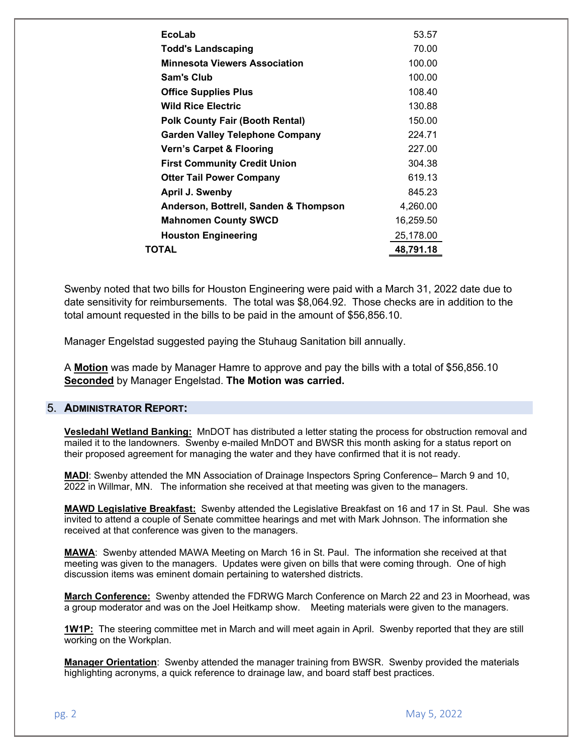| | |
|---|---|
| **EcoLab** | 53.57 |
| **Todd's Landscaping** | 70.00 |
| **Minnesota Viewers Association** | 100.00 |
| **Sam's Club** | 100.00 |
| **Office Supplies Plus** | 108.40 |
| **Wild Rice Electric** | 130.88 |
| **Polk County Fair (Booth Rental)** | 150.00 |
| **Garden Valley Telephone Company** | 224.71 |
| **Vern's Carpet & Flooring** | 227.00 |
| **First Community Credit Union** | 304.38 |
| **Otter Tail Power Company** | 619.13 |
| **April J. Swenby** | 845.23 |
| **Anderson, Bottrell, Sanden & Thompson** | 4,260.00 |
| **Mahnomen County SWCD** | 16,259.50 |
| **Houston Engineering** | 25,178.00 |
| **TOTAL** | **48,791.18** |

Swenby noted that two bills for Houston Engineering were paid with a March 31, 2022 date due to date sensitivity for reimbursements. The total was $8,064.92. Those checks are in addition to the total amount requested in the bills to be paid in the amount of $56,856.10.

Manager Engelstad suggested paying the Stuhaug Sanitation bill annually.

A **Motion** was made by Manager Hamre to approve and pay the bills with a total of $56,856.10 **Seconded** by Manager Engelstad. **The Motion was carried.**

## 5. ADMINISTRATOR REPORT:

**Vesledahl Wetland Banking:** MnDOT has distributed a letter stating the process for obstruction removal and mailed it to the landowners. Swenby e-mailed MnDOT and BWSR this month asking for a status report on their proposed agreement for managing the water and they have confirmed that it is not ready.

**MADI**: Swenby attended the MN Association of Drainage Inspectors Spring Conference– March 9 and 10, 2022 in Willmar, MN. The information she received at that meeting was given to the managers.

**MAWD Legislative Breakfast:** Swenby attended the Legislative Breakfast on 16 and 17 in St. Paul. She was invited to attend a couple of Senate committee hearings and met with Mark Johnson. The information she received at that conference was given to the managers.

**MAWA**: Swenby attended MAWA Meeting on March 16 in St. Paul. The information she received at that meeting was given to the managers. Updates were given on bills that were coming through. One of high discussion items was eminent domain pertaining to watershed districts.

**March Conference:** Swenby attended the FDRWG March Conference on March 22 and 23 in Moorhead, was a group moderator and was on the Joel Heitkamp show. Meeting materials were given to the managers.

**1W1P:** The steering committee met in March and will meet again in April. Swenby reported that they are still working on the Workplan.

**Manager Orientation**: Swenby attended the manager training from BWSR. Swenby provided the materials highlighting acronyms, a quick reference to drainage law, and board staff best practices.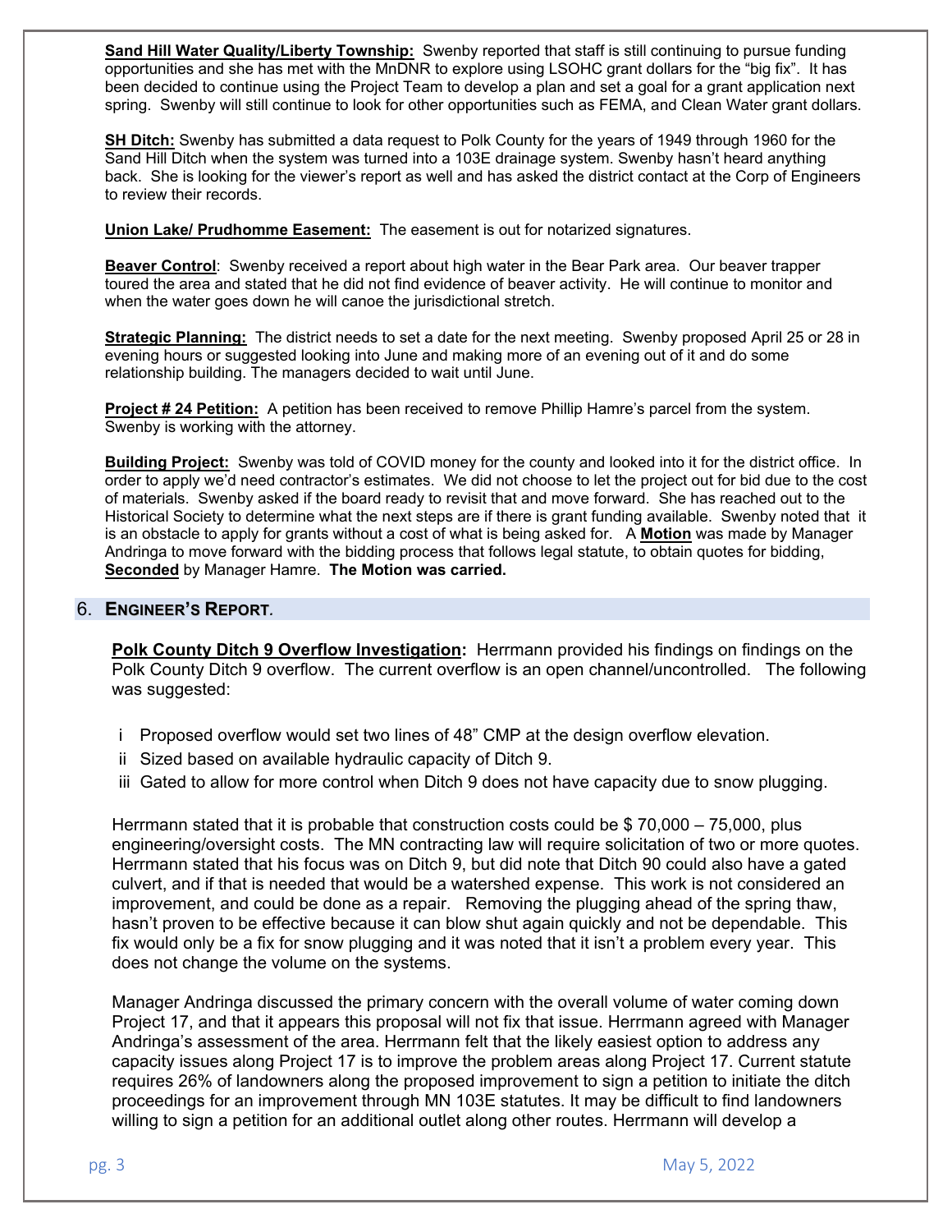**Sand Hill Water Quality/Liberty Township:** Swenby reported that staff is still continuing to pursue funding opportunities and she has met with the MnDNR to explore using LSOHC grant dollars for the "big fix". It has been decided to continue using the Project Team to develop a plan and set a goal for a grant application next spring. Swenby will still continue to look for other opportunities such as FEMA, and Clean Water grant dollars.

**SH Ditch:** Swenby has submitted a data request to Polk County for the years of 1949 through 1960 for the Sand Hill Ditch when the system was turned into a 103E drainage system. Swenby hasn't heard anything back. She is looking for the viewer's report as well and has asked the district contact at the Corp of Engineers to review their records.

**Union Lake/ Prudhomme Easement:** The easement is out for notarized signatures.

**Beaver Control**: Swenby received a report about high water in the Bear Park area. Our beaver trapper toured the area and stated that he did not find evidence of beaver activity. He will continue to monitor and when the water goes down he will canoe the jurisdictional stretch.

**Strategic Planning:** The district needs to set a date for the next meeting. Swenby proposed April 25 or 28 in evening hours or suggested looking into June and making more of an evening out of it and do some relationship building. The managers decided to wait until June.

**Project # 24 Petition:** A petition has been received to remove Phillip Hamre's parcel from the system. Swenby is working with the attorney.

**Building Project:** Swenby was told of COVID money for the county and looked into it for the district office. In order to apply we'd need contractor's estimates. We did not choose to let the project out for bid due to the cost of materials. Swenby asked if the board ready to revisit that and move forward. She has reached out to the Historical Society to determine what the next steps are if there is grant funding available. Swenby noted that it is an obstacle to apply for grants without a cost of what is being asked for. A **Motion** was made by Manager Andringa to move forward with the bidding process that follows legal statute, to obtain quotes for bidding, **Seconded** by Manager Hamre. **The Motion was carried.**

## 6. ENGINEER'S REPORT.

**Polk County Ditch 9 Overflow Investigation:** Herrmann provided his findings on findings on the Polk County Ditch 9 overflow. The current overflow is an open channel/uncontrolled. The following was suggested:

i Proposed overflow would set two lines of 48" CMP at the design overflow elevation.
ii Sized based on available hydraulic capacity of Ditch 9.
iii Gated to allow for more control when Ditch 9 does not have capacity due to snow plugging.

Herrmann stated that it is probable that construction costs could be $ 70,000 – 75,000, plus engineering/oversight costs. The MN contracting law will require solicitation of two or more quotes. Herrmann stated that his focus was on Ditch 9, but did note that Ditch 90 could also have a gated culvert, and if that is needed that would be a watershed expense. This work is not considered an improvement, and could be done as a repair. Removing the plugging ahead of the spring thaw, hasn't proven to be effective because it can blow shut again quickly and not be dependable. This fix would only be a fix for snow plugging and it was noted that it isn't a problem every year. This does not change the volume on the systems.

Manager Andringa discussed the primary concern with the overall volume of water coming down Project 17, and that it appears this proposal will not fix that issue. Herrmann agreed with Manager Andringa's assessment of the area. Herrmann felt that the likely easiest option to address any capacity issues along Project 17 is to improve the problem areas along Project 17. Current statute requires 26% of landowners along the proposed improvement to sign a petition to initiate the ditch proceedings for an improvement through MN 103E statutes. It may be difficult to find landowners willing to sign a petition for an additional outlet along other routes. Herrmann will develop a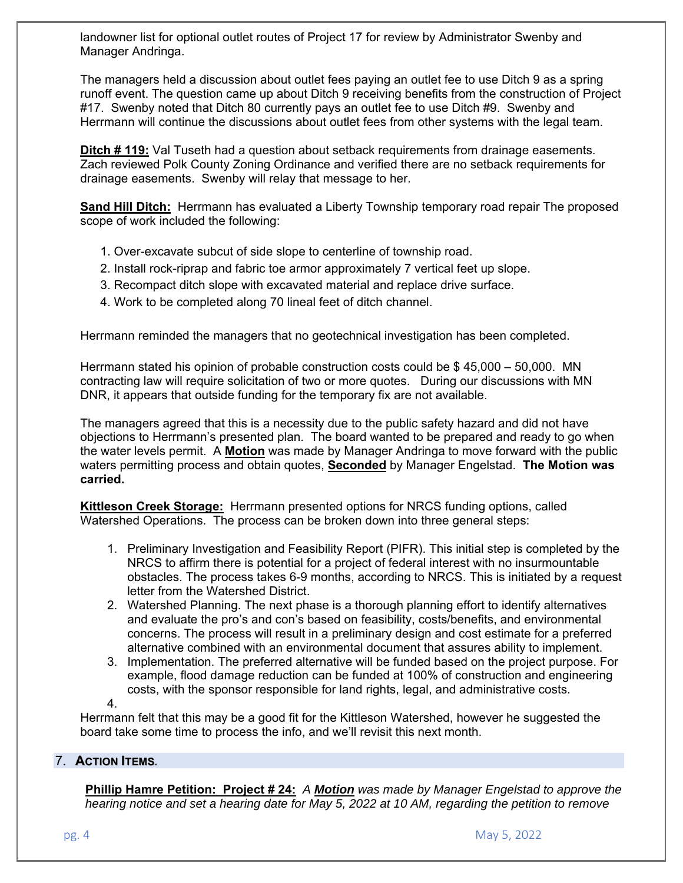landowner list for optional outlet routes of Project 17 for review by Administrator Swenby and Manager Andringa.

The managers held a discussion about outlet fees paying an outlet fee to use Ditch 9 as a spring runoff event. The question came up about Ditch 9 receiving benefits from the construction of Project #17. Swenby noted that Ditch 80 currently pays an outlet fee to use Ditch #9. Swenby and Herrmann will continue the discussions about outlet fees from other systems with the legal team.

**Ditch # 119:** Val Tuseth had a question about setback requirements from drainage easements. Zach reviewed Polk County Zoning Ordinance and verified there are no setback requirements for drainage easements. Swenby will relay that message to her.

**Sand Hill Ditch:** Herrmann has evaluated a Liberty Township temporary road repair The proposed scope of work included the following:

1. Over-excavate subcut of side slope to centerline of township road.
2. Install rock-riprap and fabric toe armor approximately 7 vertical feet up slope.
3. Recompact ditch slope with excavated material and replace drive surface.
4. Work to be completed along 70 lineal feet of ditch channel.

Herrmann reminded the managers that no geotechnical investigation has been completed.

Herrmann stated his opinion of probable construction costs could be $ 45,000 – 50,000. MN contracting law will require solicitation of two or more quotes. During our discussions with MN DNR, it appears that outside funding for the temporary fix are not available.

The managers agreed that this is a necessity due to the public safety hazard and did not have objections to Herrmann's presented plan. The board wanted to be prepared and ready to go when the water levels permit. A **Motion** was made by Manager Andringa to move forward with the public waters permitting process and obtain quotes, **Seconded** by Manager Engelstad. **The Motion was carried.**

**Kittleson Creek Storage:** Herrmann presented options for NRCS funding options, called Watershed Operations. The process can be broken down into three general steps:

1. Preliminary Investigation and Feasibility Report (PIFR). This initial step is completed by the NRCS to affirm there is potential for a project of federal interest with no insurmountable obstacles. The process takes 6-9 months, according to NRCS. This is initiated by a request letter from the Watershed District.
2. Watershed Planning. The next phase is a thorough planning effort to identify alternatives and evaluate the pro's and con's based on feasibility, costs/benefits, and environmental concerns. The process will result in a preliminary design and cost estimate for a preferred alternative combined with an environmental document that assures ability to implement.
3. Implementation. The preferred alternative will be funded based on the project purpose. For example, flood damage reduction can be funded at 100% of construction and engineering costs, with the sponsor responsible for land rights, legal, and administrative costs.
4. 

Herrmann felt that this may be a good fit for the Kittleson Watershed, however he suggested the board take some time to process the info, and we'll revisit this next month.

## 7. Action Items.

**Phillip Hamre Petition: Project # 24:** *A **Motion** was made by Manager Engelstad to approve the hearing notice and set a hearing date for May 5, 2022 at 10 AM, regarding the petition to remove*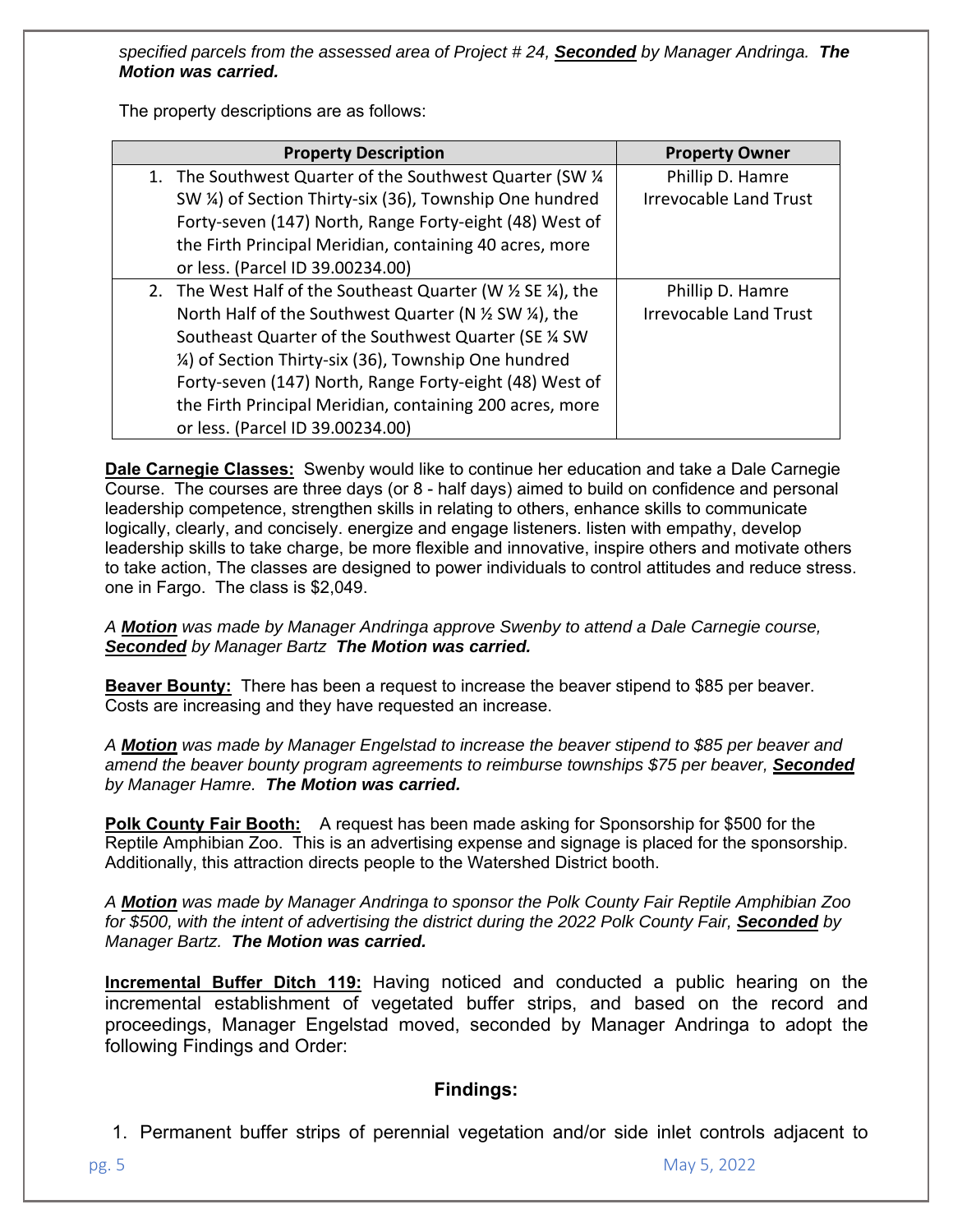*specified parcels from the assessed area of Project # 24, **Seconded** by Manager Andringa. **The Motion was carried.***

The property descriptions are as follows:

| Property Description | Property Owner |
|---|---|
| 1. The Southwest Quarter of the Southwest Quarter (SW ¼ SW ¼) of Section Thirty-six (36), Township One hundred Forty-seven (147) North, Range Forty-eight (48) West of the Firth Principal Meridian, containing 40 acres, more or less. (Parcel ID 39.00234.00) | Phillip D. Hamre Irrevocable Land Trust |
| 2. The West Half of the Southeast Quarter (W ½ SE ¼), the North Half of the Southwest Quarter (N ½ SW ¼), the Southeast Quarter of the Southwest Quarter (SE ¼ SW ¼) of Section Thirty-six (36), Township One hundred Forty-seven (147) North, Range Forty-eight (48) West of the Firth Principal Meridian, containing 200 acres, more or less. (Parcel ID 39.00234.00) | Phillip D. Hamre Irrevocable Land Trust |

**Dale Carnegie Classes:** Swenby would like to continue her education and take a Dale Carnegie Course. The courses are three days (or 8 - half days) aimed to build on confidence and personal leadership competence, strengthen skills in relating to others, enhance skills to communicate logically, clearly, and concisely. energize and engage listeners. listen with empathy, develop leadership skills to take charge, be more flexible and innovative, inspire others and motivate others to take action, The classes are designed to power individuals to control attitudes and reduce stress. one in Fargo. The class is $2,049.

*A **Motion** was made by Manager Andringa approve Swenby to attend a Dale Carnegie course, **Seconded** by Manager Bartz **The Motion was carried.***

**Beaver Bounty:** There has been a request to increase the beaver stipend to $85 per beaver. Costs are increasing and they have requested an increase.

*A **Motion** was made by Manager Engelstad to increase the beaver stipend to $85 per beaver and amend the beaver bounty program agreements to reimburse townships $75 per beaver, **Seconded** by Manager Hamre. **The Motion was carried.***

**Polk County Fair Booth:** A request has been made asking for Sponsorship for $500 for the Reptile Amphibian Zoo. This is an advertising expense and signage is placed for the sponsorship. Additionally, this attraction directs people to the Watershed District booth.

*A **Motion** was made by Manager Andringa to sponsor the Polk County Fair Reptile Amphibian Zoo for $500, with the intent of advertising the district during the 2022 Polk County Fair, **Seconded** by Manager Bartz. **The Motion was carried.***

**Incremental Buffer Ditch 119:** Having noticed and conducted a public hearing on the incremental establishment of vegetated buffer strips, and based on the record and proceedings, Manager Engelstad moved, seconded by Manager Andringa to adopt the following Findings and Order:

### Findings:

1. Permanent buffer strips of perennial vegetation and/or side inlet controls adjacent to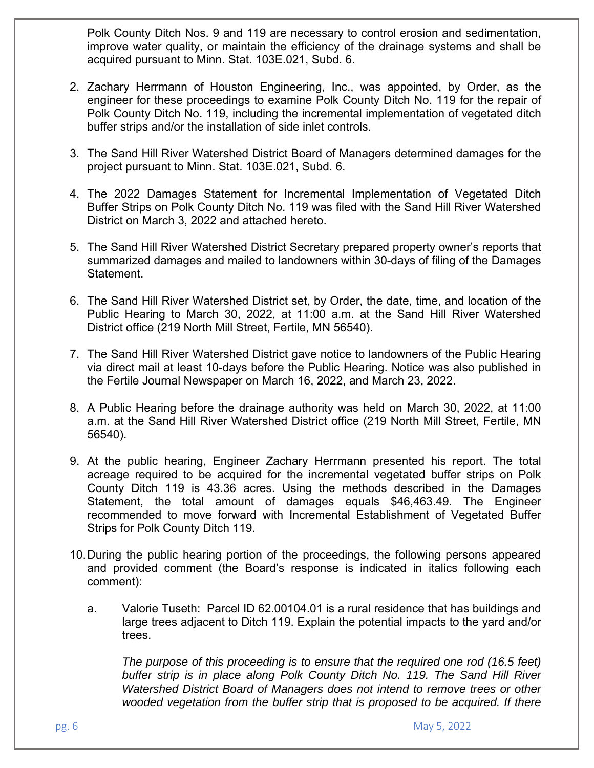Polk County Ditch Nos. 9 and 119 are necessary to control erosion and sedimentation, improve water quality, or maintain the efficiency of the drainage systems and shall be acquired pursuant to Minn. Stat. 103E.021, Subd. 6.

2. Zachary Herrmann of Houston Engineering, Inc., was appointed, by Order, as the engineer for these proceedings to examine Polk County Ditch No. 119 for the repair of Polk County Ditch No. 119, including the incremental implementation of vegetated ditch buffer strips and/or the installation of side inlet controls.

3. The Sand Hill River Watershed District Board of Managers determined damages for the project pursuant to Minn. Stat. 103E.021, Subd. 6.

4. The 2022 Damages Statement for Incremental Implementation of Vegetated Ditch Buffer Strips on Polk County Ditch No. 119 was filed with the Sand Hill River Watershed District on March 3, 2022 and attached hereto.

5. The Sand Hill River Watershed District Secretary prepared property owner's reports that summarized damages and mailed to landowners within 30-days of filing of the Damages Statement.

6. The Sand Hill River Watershed District set, by Order, the date, time, and location of the Public Hearing to March 30, 2022, at 11:00 a.m. at the Sand Hill River Watershed District office (219 North Mill Street, Fertile, MN 56540).

7. The Sand Hill River Watershed District gave notice to landowners of the Public Hearing via direct mail at least 10-days before the Public Hearing. Notice was also published in the Fertile Journal Newspaper on March 16, 2022, and March 23, 2022.

8. A Public Hearing before the drainage authority was held on March 30, 2022, at 11:00 a.m. at the Sand Hill River Watershed District office (219 North Mill Street, Fertile, MN 56540).

9. At the public hearing, Engineer Zachary Herrmann presented his report. The total acreage required to be acquired for the incremental vegetated buffer strips on Polk County Ditch 119 is 43.36 acres. Using the methods described in the Damages Statement, the total amount of damages equals $46,463.49. The Engineer recommended to move forward with Incremental Establishment of Vegetated Buffer Strips for Polk County Ditch 119.

10. During the public hearing portion of the proceedings, the following persons appeared and provided comment (the Board's response is indicated in italics following each comment):

    a. Valorie Tuseth: Parcel ID 62.00104.01 is a rural residence that has buildings and large trees adjacent to Ditch 119. Explain the potential impacts to the yard and/or trees.

       *The purpose of this proceeding is to ensure that the required one rod (16.5 feet) buffer strip is in place along Polk County Ditch No. 119. The Sand Hill River Watershed District Board of Managers does not intend to remove trees or other wooded vegetation from the buffer strip that is proposed to be acquired. If there*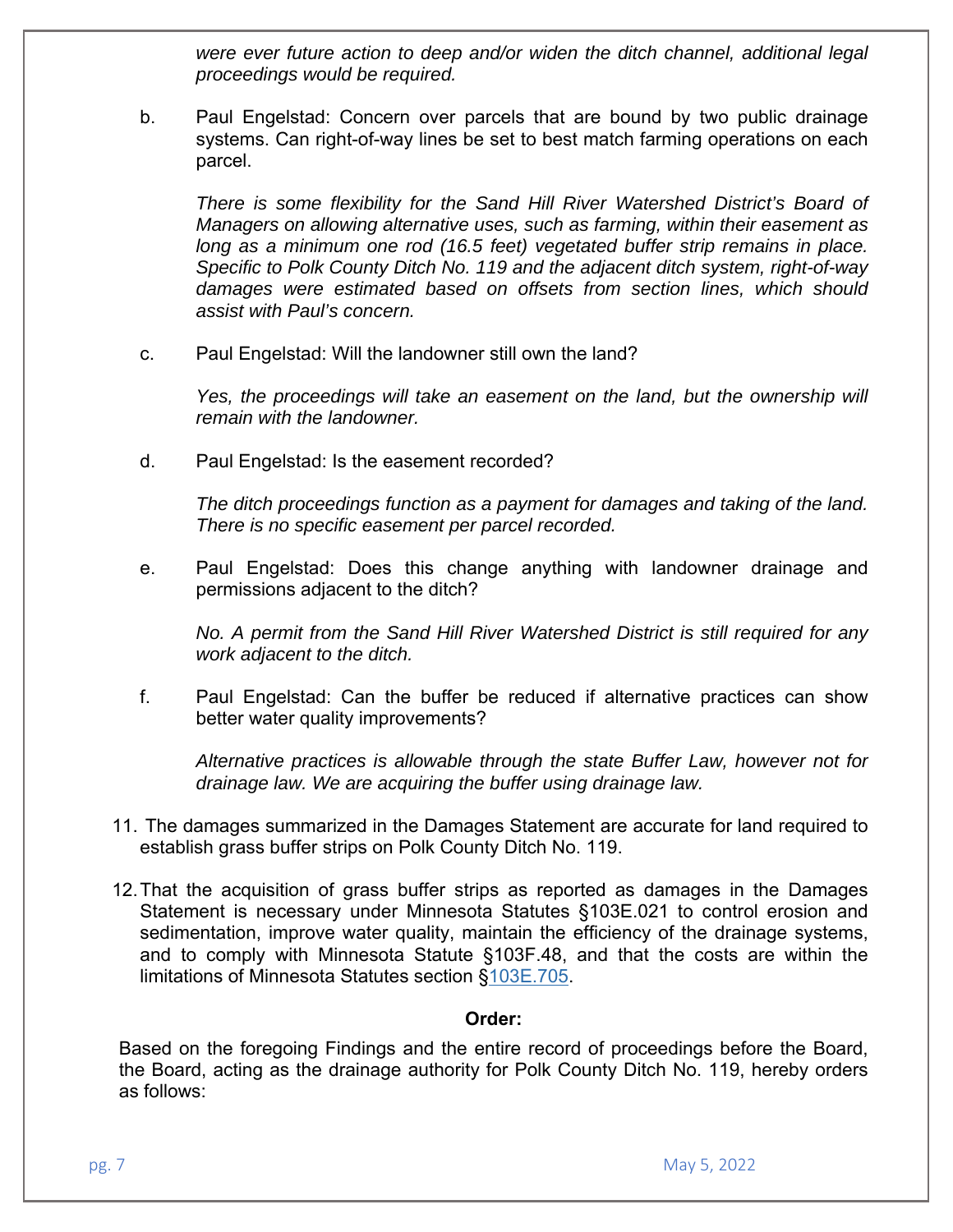*were ever future action to deep and/or widen the ditch channel, additional legal proceedings would be required.*

b. Paul Engelstad: Concern over parcels that are bound by two public drainage systems. Can right-of-way lines be set to best match farming operations on each parcel.

   *There is some flexibility for the Sand Hill River Watershed District's Board of Managers on allowing alternative uses, such as farming, within their easement as long as a minimum one rod (16.5 feet) vegetated buffer strip remains in place. Specific to Polk County Ditch No. 119 and the adjacent ditch system, right-of-way damages were estimated based on offsets from section lines, which should assist with Paul's concern.*

c. Paul Engelstad: Will the landowner still own the land?

   *Yes, the proceedings will take an easement on the land, but the ownership will remain with the landowner.*

d. Paul Engelstad: Is the easement recorded?

   *The ditch proceedings function as a payment for damages and taking of the land. There is no specific easement per parcel recorded.*

e. Paul Engelstad: Does this change anything with landowner drainage and permissions adjacent to the ditch?

   *No. A permit from the Sand Hill River Watershed District is still required for any work adjacent to the ditch.*

f. Paul Engelstad: Can the buffer be reduced if alternative practices can show better water quality improvements?

   *Alternative practices is allowable through the state Buffer Law, however not for drainage law. We are acquiring the buffer using drainage law.*

11. The damages summarized in the Damages Statement are accurate for land required to establish grass buffer strips on Polk County Ditch No. 119.

12. That the acquisition of grass buffer strips as reported as damages in the Damages Statement is necessary under Minnesota Statutes §103E.021 to control erosion and sedimentation, improve water quality, maintain the efficiency of the drainage systems, and to comply with Minnesota Statute §103F.48, and that the costs are within the limitations of Minnesota Statutes section §103E.705.

**Order:**

Based on the foregoing Findings and the entire record of proceedings before the Board, the Board, acting as the drainage authority for Polk County Ditch No. 119, hereby orders as follows: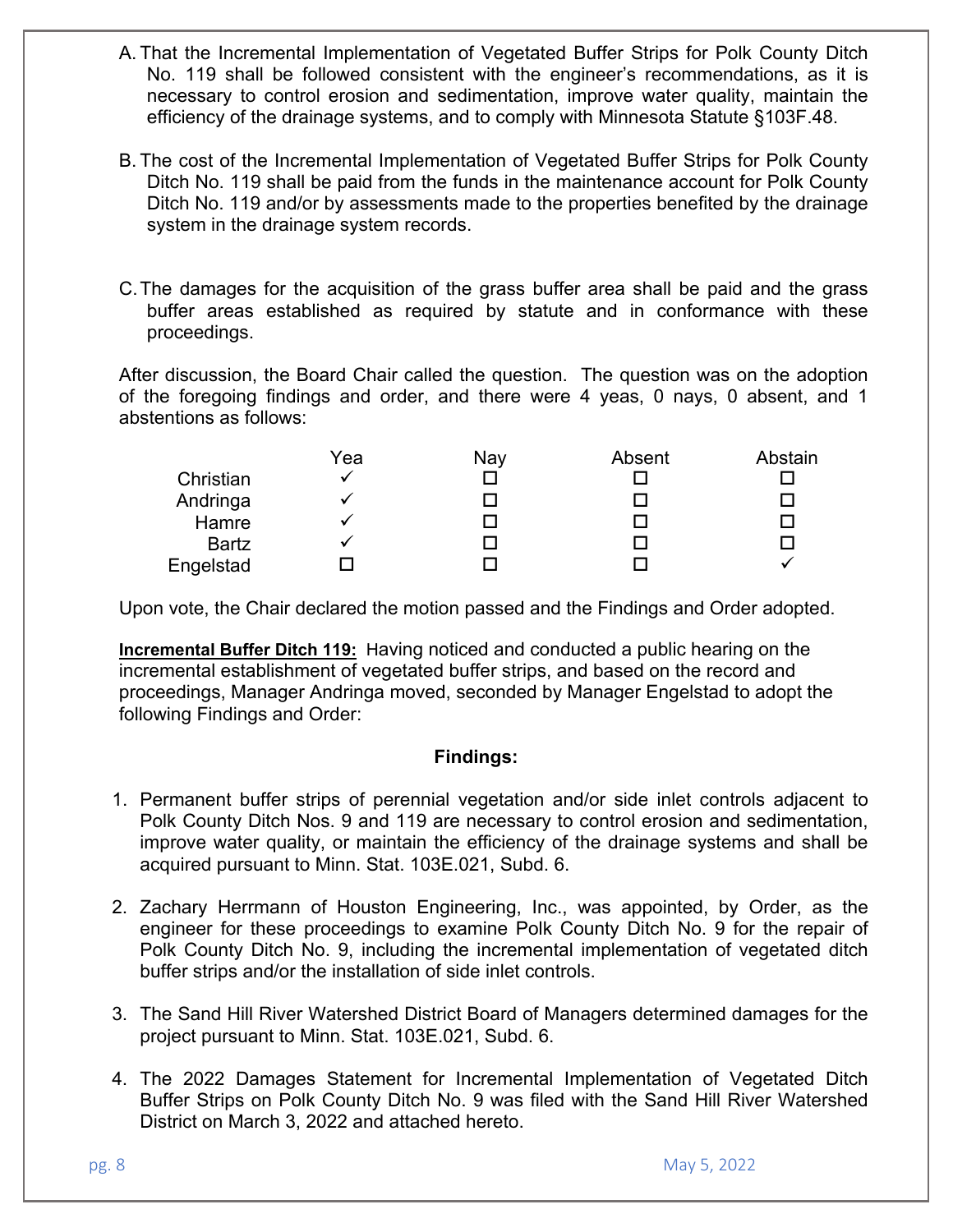A. That the Incremental Implementation of Vegetated Buffer Strips for Polk County Ditch No. 119 shall be followed consistent with the engineer's recommendations, as it is necessary to control erosion and sedimentation, improve water quality, maintain the efficiency of the drainage systems, and to comply with Minnesota Statute §103F.48.

B. The cost of the Incremental Implementation of Vegetated Buffer Strips for Polk County Ditch No. 119 shall be paid from the funds in the maintenance account for Polk County Ditch No. 119 and/or by assessments made to the properties benefited by the drainage system in the drainage system records.

C. The damages for the acquisition of the grass buffer area shall be paid and the grass buffer areas established as required by statute and in conformance with these proceedings.

After discussion, the Board Chair called the question. The question was on the adoption of the foregoing findings and order, and there were 4 yeas, 0 nays, 0 absent, and 1 abstentions as follows:

| | Yea | Nay | Absent | Abstain |
|---|---|---|---|---|
| Christian | ✓ | ☐ | ☐ | ☐ |
| Andringa | ✓ | ☐ | ☐ | ☐ |
| Hamre | ✓ | ☐ | ☐ | ☐ |
| Bartz | ✓ | ☐ | ☐ | ☐ |
| Engelstad | ☐ | ☐ | ☐ | ✓ |

Upon vote, the Chair declared the motion passed and the Findings and Order adopted.

**Incremental Buffer Ditch 119:** Having noticed and conducted a public hearing on the incremental establishment of vegetated buffer strips, and based on the record and proceedings, Manager Andringa moved, seconded by Manager Engelstad to adopt the following Findings and Order:

**Findings:**

1. Permanent buffer strips of perennial vegetation and/or side inlet controls adjacent to Polk County Ditch Nos. 9 and 119 are necessary to control erosion and sedimentation, improve water quality, or maintain the efficiency of the drainage systems and shall be acquired pursuant to Minn. Stat. 103E.021, Subd. 6.

2. Zachary Herrmann of Houston Engineering, Inc., was appointed, by Order, as the engineer for these proceedings to examine Polk County Ditch No. 9 for the repair of Polk County Ditch No. 9, including the incremental implementation of vegetated ditch buffer strips and/or the installation of side inlet controls.

3. The Sand Hill River Watershed District Board of Managers determined damages for the project pursuant to Minn. Stat. 103E.021, Subd. 6.

4. The 2022 Damages Statement for Incremental Implementation of Vegetated Ditch Buffer Strips on Polk County Ditch No. 9 was filed with the Sand Hill River Watershed District on March 3, 2022 and attached hereto.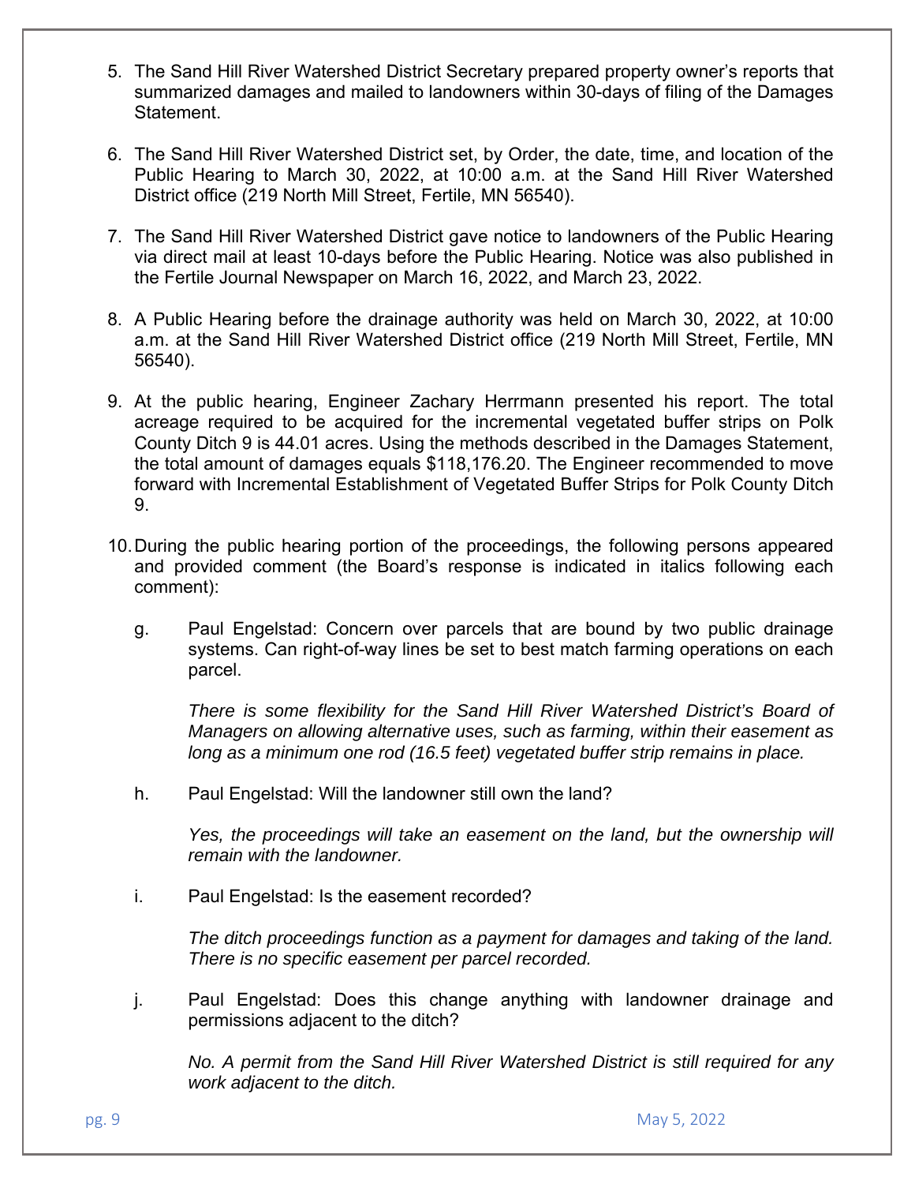5. The Sand Hill River Watershed District Secretary prepared property owner's reports that summarized damages and mailed to landowners within 30-days of filing of the Damages Statement.

6. The Sand Hill River Watershed District set, by Order, the date, time, and location of the Public Hearing to March 30, 2022, at 10:00 a.m. at the Sand Hill River Watershed District office (219 North Mill Street, Fertile, MN 56540).

7. The Sand Hill River Watershed District gave notice to landowners of the Public Hearing via direct mail at least 10-days before the Public Hearing. Notice was also published in the Fertile Journal Newspaper on March 16, 2022, and March 23, 2022.

8. A Public Hearing before the drainage authority was held on March 30, 2022, at 10:00 a.m. at the Sand Hill River Watershed District office (219 North Mill Street, Fertile, MN 56540).

9. At the public hearing, Engineer Zachary Herrmann presented his report. The total acreage required to be acquired for the incremental vegetated buffer strips on Polk County Ditch 9 is 44.01 acres. Using the methods described in the Damages Statement, the total amount of damages equals $118,176.20. The Engineer recommended to move forward with Incremental Establishment of Vegetated Buffer Strips for Polk County Ditch 9.

10. During the public hearing portion of the proceedings, the following persons appeared and provided comment (the Board's response is indicated in italics following each comment):

    g. Paul Engelstad: Concern over parcels that are bound by two public drainage systems. Can right-of-way lines be set to best match farming operations on each parcel.

       *There is some flexibility for the Sand Hill River Watershed District's Board of Managers on allowing alternative uses, such as farming, within their easement as long as a minimum one rod (16.5 feet) vegetated buffer strip remains in place.*

    h. Paul Engelstad: Will the landowner still own the land?

       *Yes, the proceedings will take an easement on the land, but the ownership will remain with the landowner.*

    i. Paul Engelstad: Is the easement recorded?

       *The ditch proceedings function as a payment for damages and taking of the land. There is no specific easement per parcel recorded.*

    j. Paul Engelstad: Does this change anything with landowner drainage and permissions adjacent to the ditch?

       *No. A permit from the Sand Hill River Watershed District is still required for any work adjacent to the ditch.*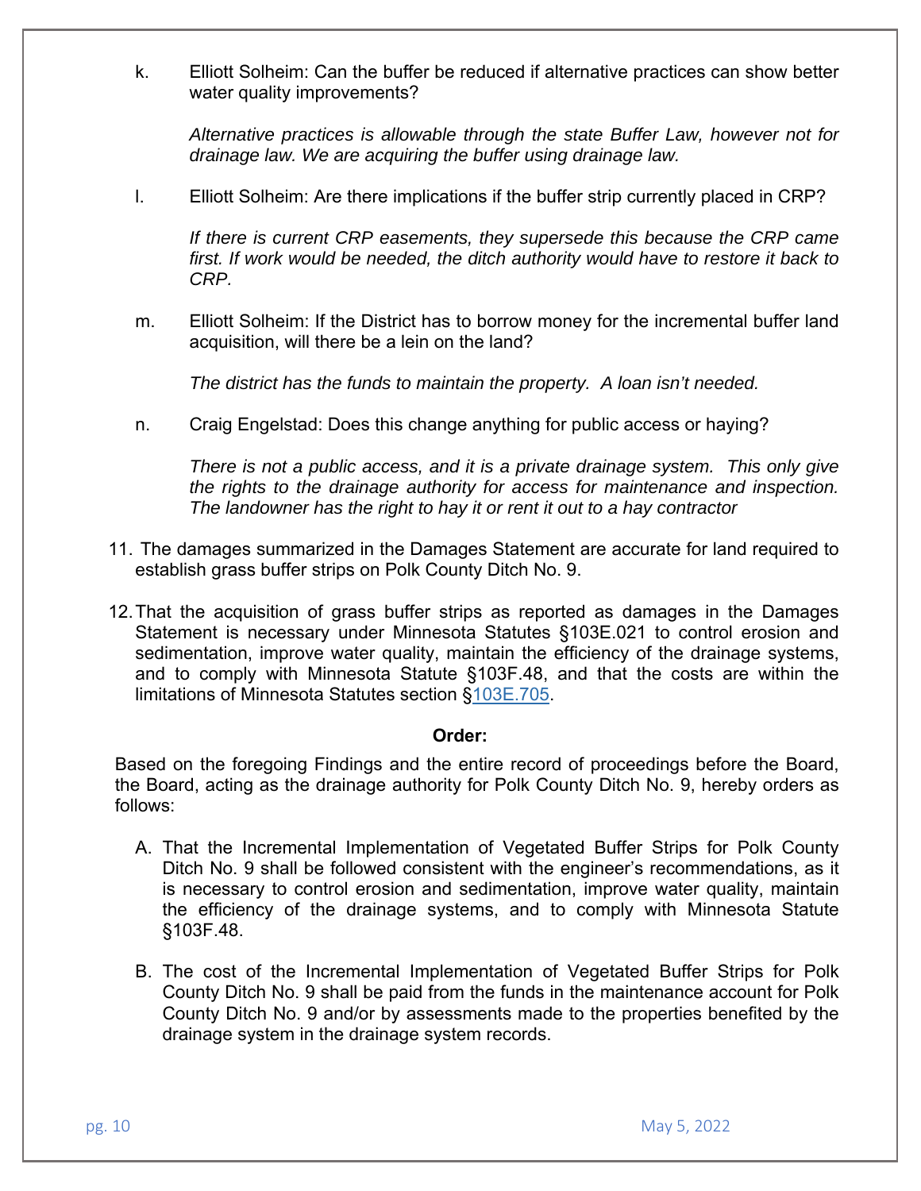k. Elliott Solheim: Can the buffer be reduced if alternative practices can show better water quality improvements?

   *Alternative practices is allowable through the state Buffer Law, however not for drainage law. We are acquiring the buffer using drainage law.*

l. Elliott Solheim: Are there implications if the buffer strip currently placed in CRP?

   *If there is current CRP easements, they supersede this because the CRP came first. If work would be needed, the ditch authority would have to restore it back to CRP.*

m. Elliott Solheim: If the District has to borrow money for the incremental buffer land acquisition, will there be a lein on the land?

   *The district has the funds to maintain the property. A loan isn't needed.*

n. Craig Engelstad: Does this change anything for public access or haying?

   *There is not a public access, and it is a private drainage system. This only give the rights to the drainage authority for access for maintenance and inspection. The landowner has the right to hay it or rent it out to a hay contractor*

11. The damages summarized in the Damages Statement are accurate for land required to establish grass buffer strips on Polk County Ditch No. 9.

12. That the acquisition of grass buffer strips as reported as damages in the Damages Statement is necessary under Minnesota Statutes §103E.021 to control erosion and sedimentation, improve water quality, maintain the efficiency of the drainage systems, and to comply with Minnesota Statute §103F.48, and that the costs are within the limitations of Minnesota Statutes section §103E.705.

**Order:**

Based on the foregoing Findings and the entire record of proceedings before the Board, the Board, acting as the drainage authority for Polk County Ditch No. 9, hereby orders as follows:

A. That the Incremental Implementation of Vegetated Buffer Strips for Polk County Ditch No. 9 shall be followed consistent with the engineer's recommendations, as it is necessary to control erosion and sedimentation, improve water quality, maintain the efficiency of the drainage systems, and to comply with Minnesota Statute §103F.48.

B. The cost of the Incremental Implementation of Vegetated Buffer Strips for Polk County Ditch No. 9 shall be paid from the funds in the maintenance account for Polk County Ditch No. 9 and/or by assessments made to the properties benefited by the drainage system in the drainage system records.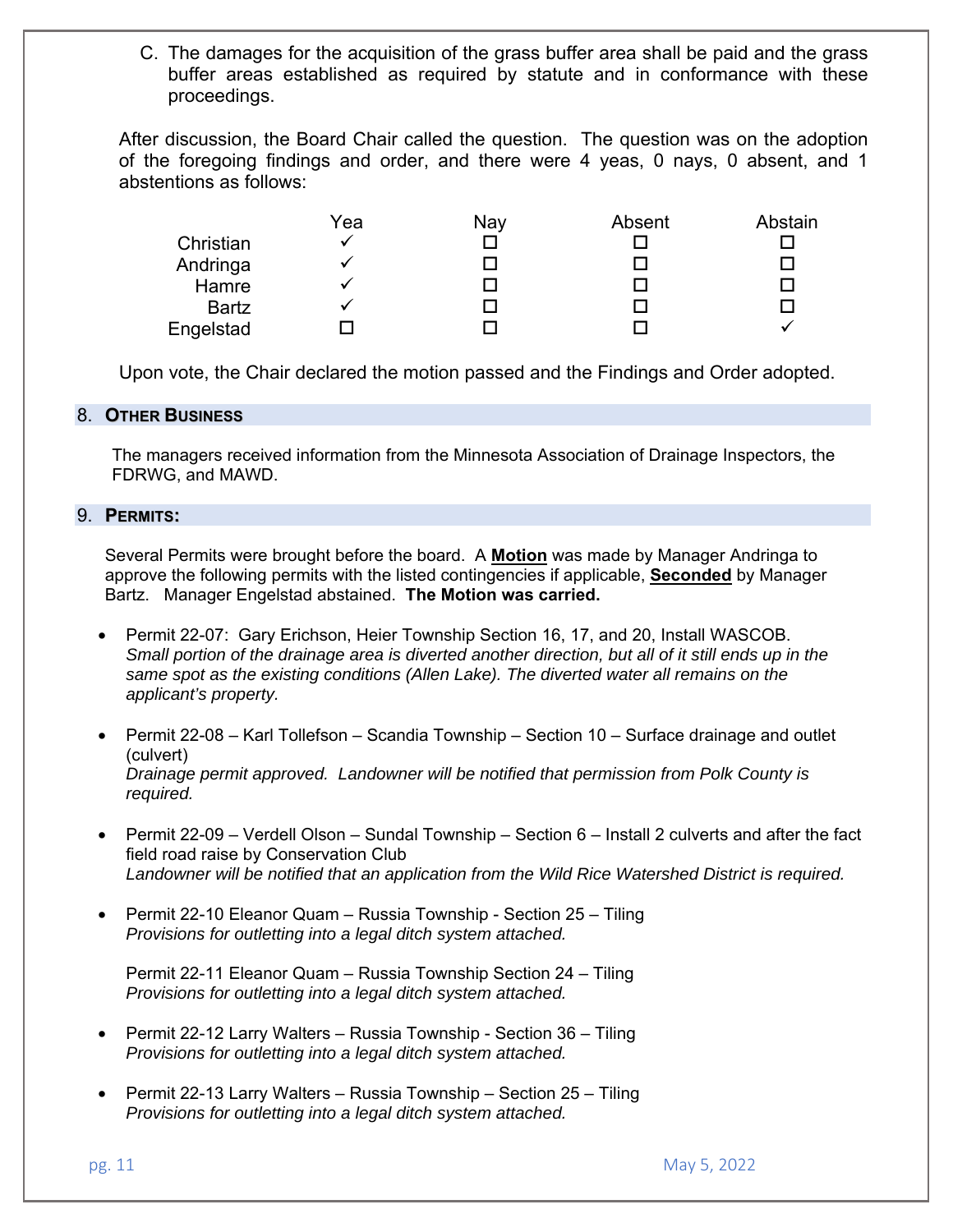C. The damages for the acquisition of the grass buffer area shall be paid and the grass buffer areas established as required by statute and in conformance with these proceedings.

After discussion, the Board Chair called the question. The question was on the adoption of the foregoing findings and order, and there were 4 yeas, 0 nays, 0 absent, and 1 abstentions as follows:

| | Yea | Nay | Absent | Abstain |
|---|---|---|---|---|
| Christian | ✓ | ☐ | ☐ | ☐ |
| Andringa | ✓ | ☐ | ☐ | ☐ |
| Hamre | ✓ | ☐ | ☐ | ☐ |
| Bartz | ✓ | ☐ | ☐ | ☐ |
| Engelstad | ☐ | ☐ | ☐ | ✓ |

Upon vote, the Chair declared the motion passed and the Findings and Order adopted.

## 8. Other Business

The managers received information from the Minnesota Association of Drainage Inspectors, the FDRWG, and MAWD.

## 9. Permits:

Several Permits were brought before the board. A **Motion** was made by Manager Andringa to approve the following permits with the listed contingencies if applicable, **Seconded** by Manager Bartz. Manager Engelstad abstained. **The Motion was carried.**

- Permit 22-07: Gary Erichson, Heier Township Section 16, 17, and 20, Install WASCOB. *Small portion of the drainage area is diverted another direction, but all of it still ends up in the same spot as the existing conditions (Allen Lake). The diverted water all remains on the applicant's property.*

- Permit 22-08 – Karl Tollefson – Scandia Township – Section 10 – Surface drainage and outlet (culvert)
*Drainage permit approved. Landowner will be notified that permission from Polk County is required.*

- Permit 22-09 – Verdell Olson – Sundal Township – Section 6 – Install 2 culverts and after the fact field road raise by Conservation Club
*Landowner will be notified that an application from the Wild Rice Watershed District is required.*

- Permit 22-10 Eleanor Quam – Russia Township - Section 25 – Tiling
*Provisions for outletting into a legal ditch system attached.*

  Permit 22-11 Eleanor Quam – Russia Township Section 24 – Tiling
  *Provisions for outletting into a legal ditch system attached.*

- Permit 22-12 Larry Walters – Russia Township - Section 36 – Tiling
*Provisions for outletting into a legal ditch system attached.*

- Permit 22-13 Larry Walters – Russia Township – Section 25 – Tiling
*Provisions for outletting into a legal ditch system attached.*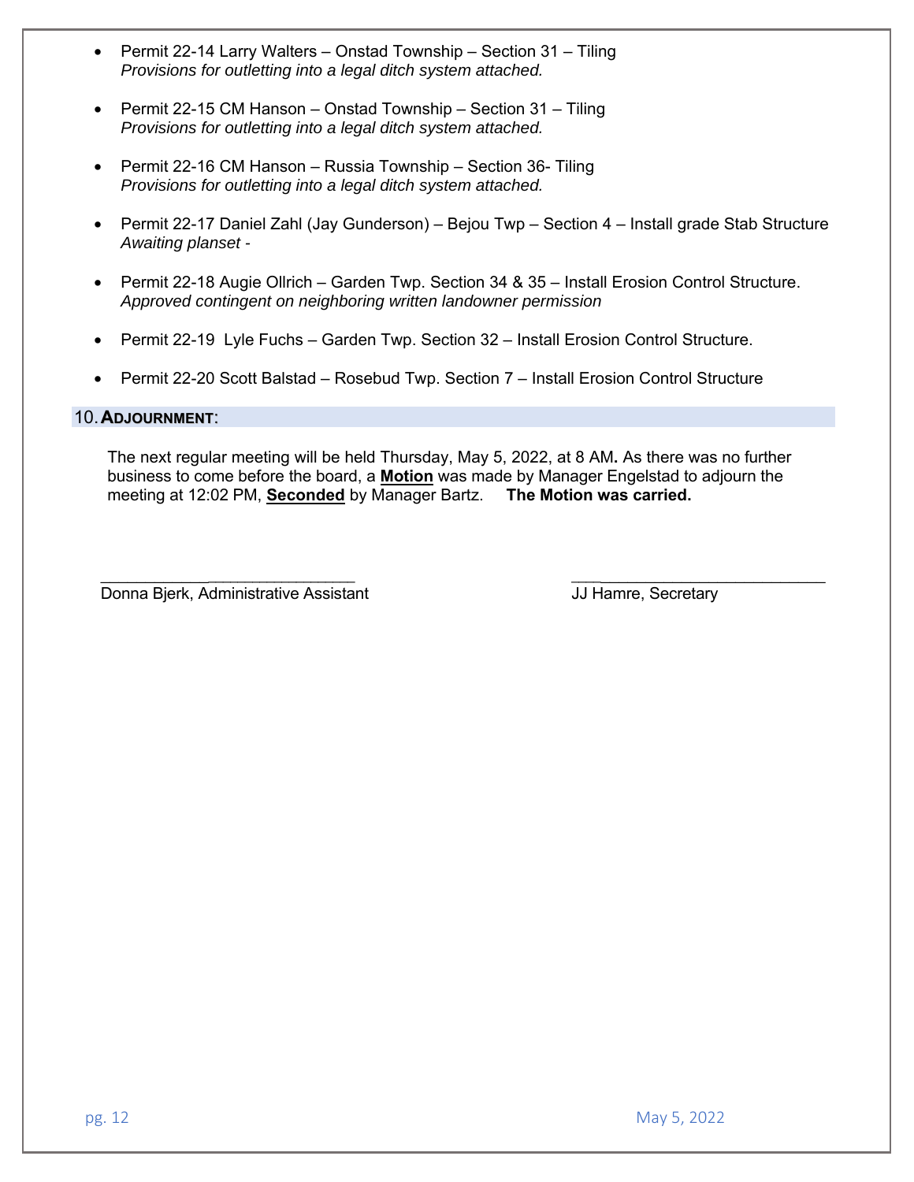- Permit 22-14 Larry Walters – Onstad Township – Section 31 – Tiling
  *Provisions for outletting into a legal ditch system attached.*

- Permit 22-15 CM Hanson – Onstad Township – Section 31 – Tiling
  *Provisions for outletting into a legal ditch system attached.*

- Permit 22-16 CM Hanson – Russia Township – Section 36- Tiling
  *Provisions for outletting into a legal ditch system attached.*

- Permit 22-17 Daniel Zahl (Jay Gunderson) – Bejou Twp – Section 4 – Install grade Stab Structure
  *Awaiting planset -*

- Permit 22-18 Augie Ollrich – Garden Twp. Section 34 & 35 – Install Erosion Control Structure.
  *Approved contingent on neighboring written landowner permission*

- Permit 22-19 Lyle Fuchs – Garden Twp. Section 32 – Install Erosion Control Structure.

- Permit 22-20 Scott Balstad – Rosebud Twp. Section 7 – Install Erosion Control Structure

## 10. ADJOURNMENT:

The next regular meeting will be held Thursday, May 5, 2022, at 8 AM**.** As there was no further business to come before the board, a **Motion** was made by Manager Engelstad to adjourn the meeting at 12:02 PM, **Seconded** by Manager Bartz. **The Motion was carried.**

______________________________
Donna Bjerk, Administrative Assistant

______________________________
JJ Hamre, Secretary